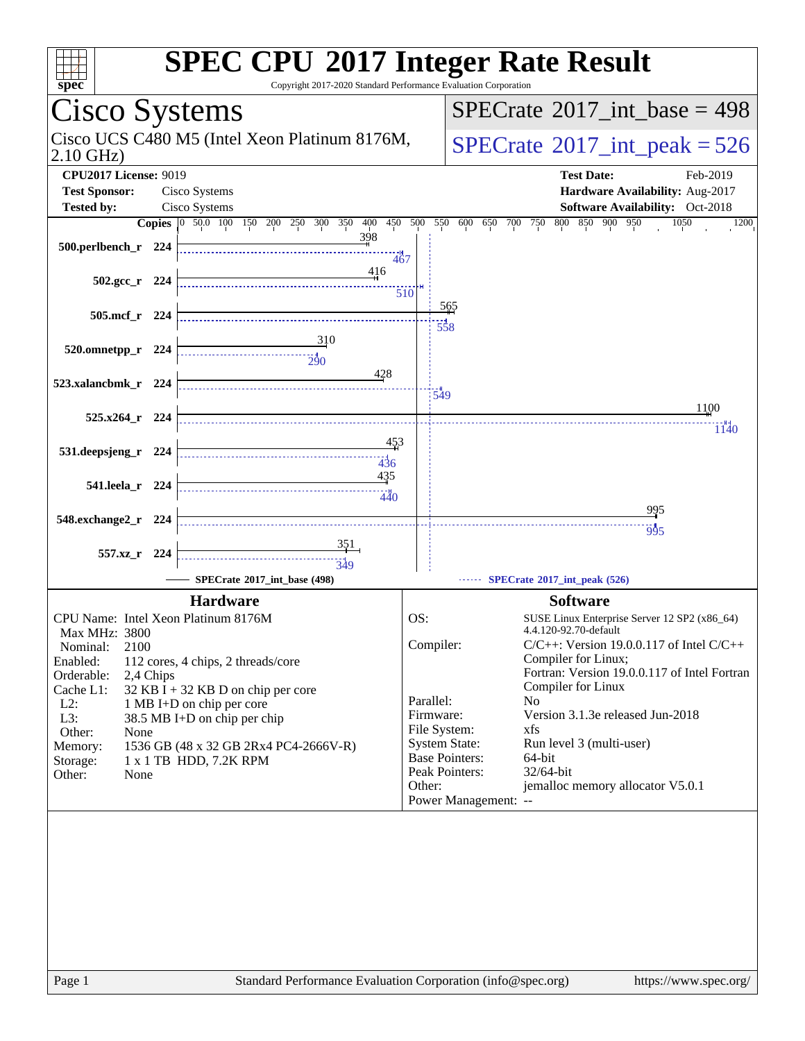# SPEC CPU 2017 Integer Rate Result

Copyright 2017-2020 Standard Performance Evaluation Corporation

## Cisco Systems

Cisco UCS C480 M5 (Intel Xeon Platinum 8176M, 2.10 GHz)

**SPECrate 2017_int_base = 498**

**SPECrate 2017_int_peak = 526**

| | | | |
|---|---|---|---|
| **CPU2017 License:** | 9019 | **Test Date:** | Feb-2019 |
| **Test Sponsor:** | Cisco Systems | **Hardware Availability:** | Aug-2017 |
| **Tested by:** | Cisco Systems | **Software Availability:** | Oct-2018 |

| Benchmark | Copies | SPECrate 2017_int_base | SPECrate 2017_int_peak |
|---|---|---|---|
| 500.perlbench_r | 224 | 398 | 467 |
| 502.gcc_r | 224 | 416 | 510 |
| 505.mcf_r | 224 | 565 | 558 |
| 520.omnetpp_r | 224 | 310 | 290 |
| 523.xalancbmk_r | 224 | 428 | 549 |
| 525.x264_r | 224 | 1100 | 1140 |
| 531.deepsjeng_r | 224 | 453 | 436 |
| 541.leela_r | 224 | 435 | 440 |
| 548.exchange2_r | 224 | 995 | 995 |
| 557.xz_r | 224 | 351 | 349 |

SPECrate 2017_int_base (498) — SPECrate 2017_int_peak (526)

### Hardware

| | |
|---|---|
| CPU Name: | Intel Xeon Platinum 8176M |
| Max MHz: | 3800 |
| Nominal: | 2100 |
| Enabled: | 112 cores, 4 chips, 2 threads/core |
| Orderable: | 2,4 Chips |
| Cache L1: | 32 KB I + 32 KB D on chip per core |
| L2: | 1 MB I+D on chip per core |
| L3: | 38.5 MB I+D on chip per chip |
| Other: | None |
| Memory: | 1536 GB (48 x 32 GB 2Rx4 PC4-2666V-R) |
| Storage: | 1 x 1 TB HDD, 7.2K RPM |
| Other: | None |

### Software

| | |
|---|---|
| OS: | SUSE Linux Enterprise Server 12 SP2 (x86_64) 4.4.120-92.70-default |
| Compiler: | C/C++: Version 19.0.0.117 of Intel C/C++ Compiler for Linux; Fortran: Version 19.0.0.117 of Intel Fortran Compiler for Linux |
| Parallel: | No |
| Firmware: | Version 3.1.3e released Jun-2018 |
| File System: | xfs |
| System State: | Run level 3 (multi-user) |
| Base Pointers: | 64-bit |
| Peak Pointers: | 32/64-bit |
| Other: | jemalloc memory allocator V5.0.1 |
| Power Management: | -- |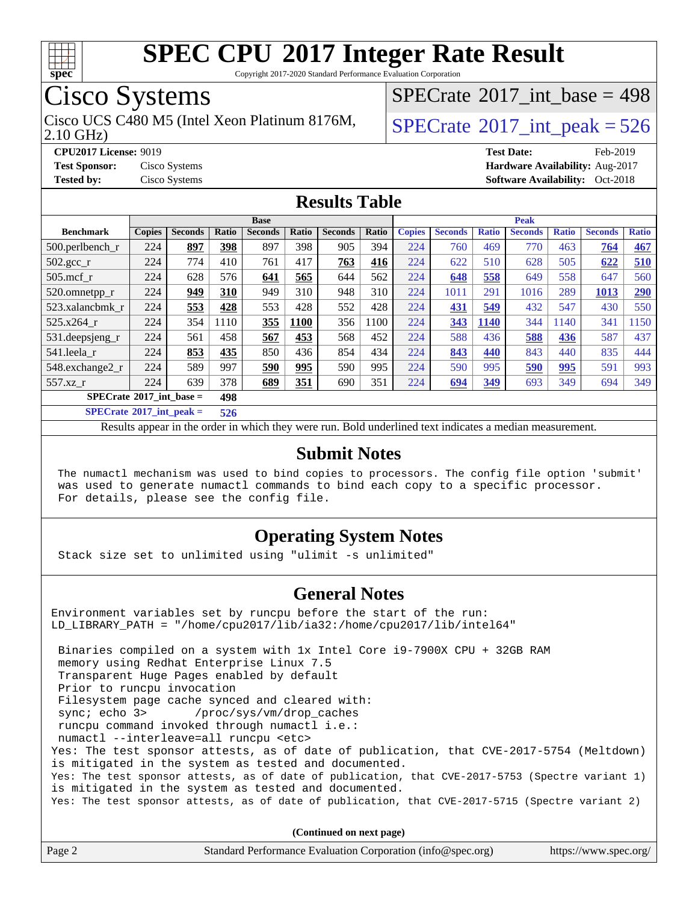# SPEC CPU 2017 Integer Rate Result

Copyright 2017-2020 Standard Performance Evaluation Corporation

# Cisco Systems

Cisco UCS C480 M5 (Intel Xeon Platinum 8176M, 2.10 GHz)

SPECrate 2017_int_base = 498

SPECrate 2017_int_peak = 526

**CPU2017 License:** 9019
**Test Sponsor:** Cisco Systems
**Tested by:** Cisco Systems

**Test Date:** Feb-2019
**Hardware Availability:** Aug-2017
**Software Availability:** Oct-2018

## Results Table

| Benchmark | Base | | | | | | | Peak | | | | | | |
|---|---|---|---|---|---|---|---|---|---|---|---|---|---|---|
| | Copies | Seconds | Ratio | Seconds | Ratio | Seconds | Ratio | Copies | Seconds | Ratio | Seconds | Ratio | Seconds | Ratio |
| 500.perlbench_r | 224 | **897** | **398** | 897 | 398 | 905 | 394 | 224 | 760 | 469 | 770 | 463 | **764** | **467** |
| 502.gcc_r | 224 | 774 | 410 | 761 | 417 | **763** | **416** | 224 | 622 | 510 | 628 | 505 | **622** | **510** |
| 505.mcf_r | 224 | 628 | 576 | **641** | **565** | 644 | 562 | 224 | **648** | **558** | 649 | 558 | 647 | 560 |
| 520.omnetpp_r | 224 | **949** | **310** | 949 | 310 | 948 | 310 | 224 | 1011 | 291 | 1016 | 289 | **1013** | **290** |
| 523.xalancbmk_r | 224 | **553** | **428** | 553 | 428 | 552 | 428 | 224 | **431** | **549** | 432 | 547 | 430 | 550 |
| 525.x264_r | 224 | 354 | 1110 | **355** | **1100** | 356 | 1100 | 224 | **343** | **1140** | 344 | 1140 | 341 | 1150 |
| 531.deepsjeng_r | 224 | 561 | 458 | **567** | **453** | 568 | 452 | 224 | 588 | 436 | **588** | **436** | 587 | 437 |
| 541.leela_r | 224 | **853** | **435** | 850 | 436 | 854 | 434 | 224 | **843** | **440** | 843 | 440 | 835 | 444 |
| 548.exchange2_r | 224 | 589 | 997 | **590** | **995** | 590 | 995 | 224 | 590 | 995 | **590** | **995** | 591 | 993 |
| 557.xz_r | 224 | 639 | 378 | **689** | **351** | 690 | 351 | 224 | **694** | **349** | 693 | 349 | 694 | 349 |

**SPECrate 2017_int_base = 498**

**SPECrate 2017_int_peak = 526**

Results appear in the order in which they were run. Bold underlined text indicates a median measurement.

## Submit Notes

```
The numactl mechanism was used to bind copies to processors. The config file option 'submit'
was used to generate numactl commands to bind each copy to a specific processor.
For details, please see the config file.
```

## Operating System Notes

```
Stack size set to unlimited using "ulimit -s unlimited"
```

## General Notes

```
Environment variables set by runcpu before the start of the run:
LD_LIBRARY_PATH = "/home/cpu2017/lib/ia32:/home/cpu2017/lib/intel64"

 Binaries compiled on a system with 1x Intel Core i9-7900X CPU + 32GB RAM
 memory using Redhat Enterprise Linux 7.5
 Transparent Huge Pages enabled by default
 Prior to runcpu invocation
 Filesystem page cache synced and cleared with:
 sync; echo 3>       /proc/sys/vm/drop_caches
 runcpu command invoked through numactl i.e.:
 numactl --interleave=all runcpu <etc>
Yes: The test sponsor attests, as of date of publication, that CVE-2017-5754 (Meltdown)
is mitigated in the system as tested and documented.
Yes: The test sponsor attests, as of date of publication, that CVE-2017-5753 (Spectre variant 1)
is mitigated in the system as tested and documented.
Yes: The test sponsor attests, as of date of publication, that CVE-2017-5715 (Spectre variant 2)
```

(Continued on next page)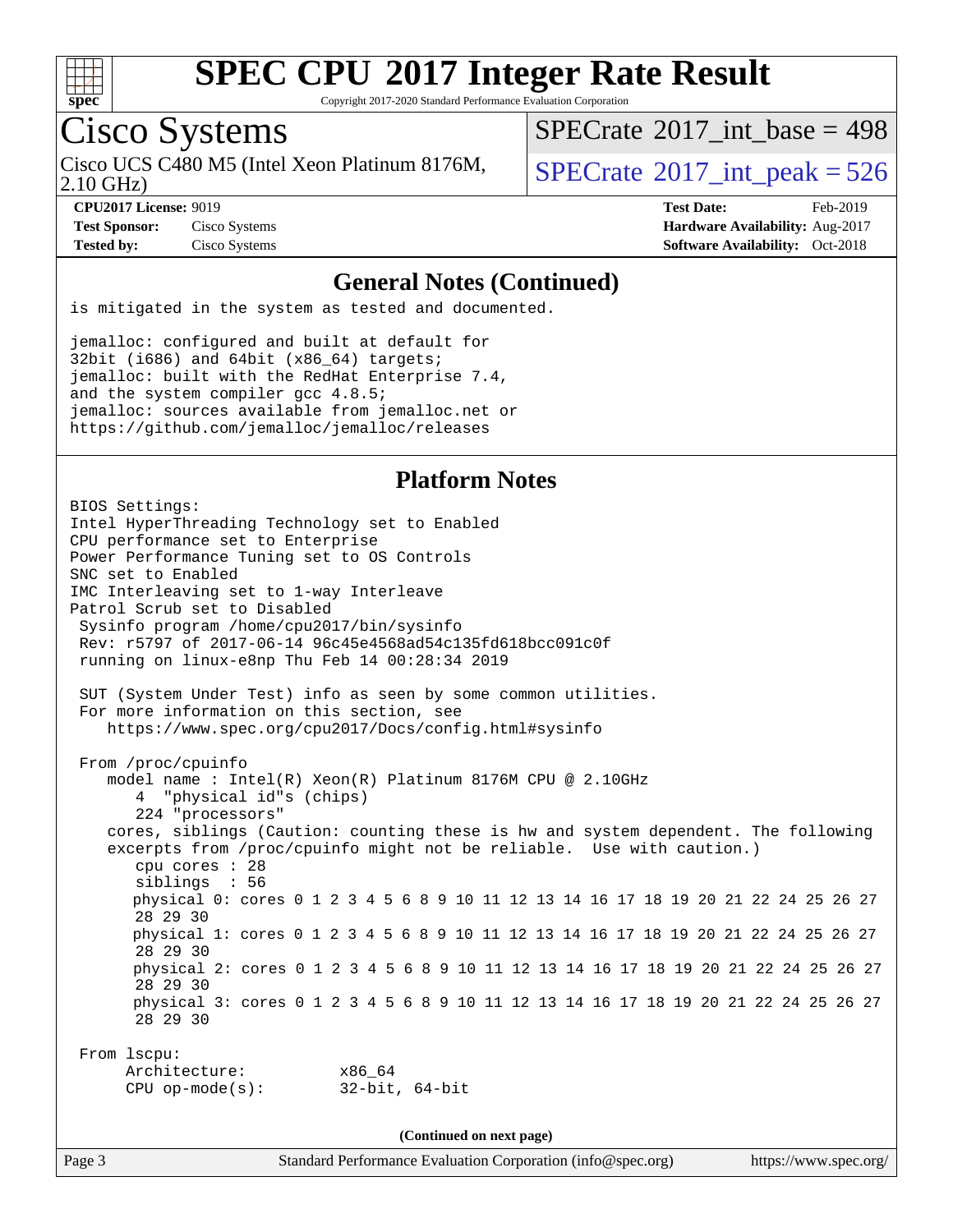## General Notes (Continued)

```
is mitigated in the system as tested and documented.

jemalloc: configured and built at default for
32bit (i686) and 64bit (x86_64) targets;
jemalloc: built with the RedHat Enterprise 7.4,
and the system compiler gcc 4.8.5;
jemalloc: sources available from jemalloc.net or
https://github.com/jemalloc/jemalloc/releases
```

## Platform Notes

```
BIOS Settings:
Intel HyperThreading Technology set to Enabled
CPU performance set to Enterprise
Power Performance Tuning set to OS Controls
SNC set to Enabled
IMC Interleaving set to 1-way Interleave
Patrol Scrub set to Disabled
 Sysinfo program /home/cpu2017/bin/sysinfo
 Rev: r5797 of 2017-06-14 96c45e4568ad54c135fd618bcc091c0f
 running on linux-e8np Thu Feb 14 00:28:34 2019

 SUT (System Under Test) info as seen by some common utilities.
 For more information on this section, see
    https://www.spec.org/cpu2017/Docs/config.html#sysinfo

 From /proc/cpuinfo
    model name : Intel(R) Xeon(R) Platinum 8176M CPU @ 2.10GHz
       4  "physical id"s (chips)
       224 "processors"
    cores, siblings (Caution: counting these is hw and system dependent. The following
    excerpts from /proc/cpuinfo might not be reliable.  Use with caution.)
       cpu cores : 28
       siblings  : 56
       physical 0: cores 0 1 2 3 4 5 6 8 9 10 11 12 13 14 16 17 18 19 20 21 22 24 25 26 27
       28 29 30
       physical 1: cores 0 1 2 3 4 5 6 8 9 10 11 12 13 14 16 17 18 19 20 21 22 24 25 26 27
       28 29 30
       physical 2: cores 0 1 2 3 4 5 6 8 9 10 11 12 13 14 16 17 18 19 20 21 22 24 25 26 27
       28 29 30
       physical 3: cores 0 1 2 3 4 5 6 8 9 10 11 12 13 14 16 17 18 19 20 21 22 24 25 26 27
       28 29 30

 From lscpu:
      Architecture:          x86_64
      CPU op-mode(s):        32-bit, 64-bit
```

(Continued on next page)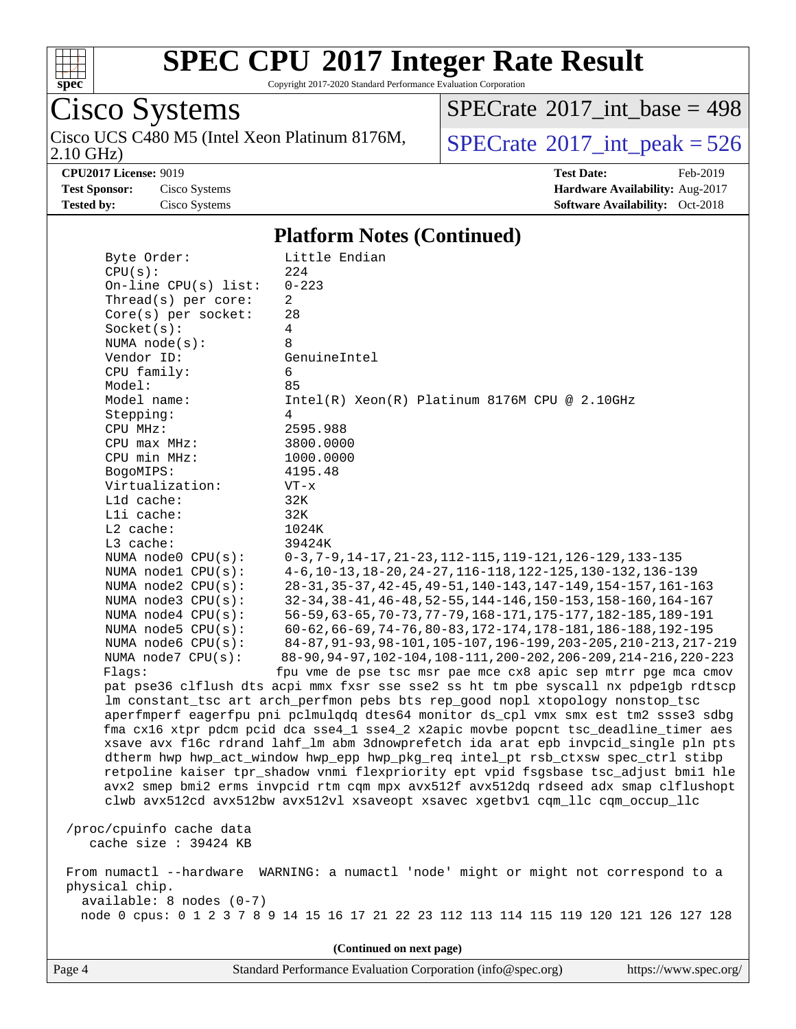# SPEC CPU 2017 Integer Rate Result

Copyright 2017-2020 Standard Performance Evaluation Corporation

**Cisco Systems**

Cisco UCS C480 M5 (Intel Xeon Platinum 8176M, 2.10 GHz)

SPECrate 2017_int_base = 498

SPECrate 2017_int_peak = 526

**CPU2017 License:** 9019
**Test Sponsor:** Cisco Systems
**Tested by:** Cisco Systems

**Test Date:** Feb-2019
**Hardware Availability:** Aug-2017
**Software Availability:** Oct-2018

## Platform Notes (Continued)

```
    Byte Order:            Little Endian
    CPU(s):                224
    On-line CPU(s) list:   0-223
    Thread(s) per core:    2
    Core(s) per socket:    28
    Socket(s):             4
    NUMA node(s):          8
    Vendor ID:             GenuineIntel
    CPU family:            6
    Model:                 85
    Model name:            Intel(R) Xeon(R) Platinum 8176M CPU @ 2.10GHz
    Stepping:              4
    CPU MHz:               2595.988
    CPU max MHz:           3800.0000
    CPU min MHz:           1000.0000
    BogoMIPS:              4195.48
    Virtualization:        VT-x
    L1d cache:             32K
    L1i cache:             32K
    L2 cache:              1024K
    L3 cache:              39424K
    NUMA node0 CPU(s):     0-3,7-9,14-17,21-23,112-115,119-121,126-129,133-135
    NUMA node1 CPU(s):     4-6,10-13,18-20,24-27,116-118,122-125,130-132,136-139
    NUMA node2 CPU(s):     28-31,35-37,42-45,49-51,140-143,147-149,154-157,161-163
    NUMA node3 CPU(s):     32-34,38-41,46-48,52-55,144-146,150-153,158-160,164-167
    NUMA node4 CPU(s):     56-59,63-65,70-73,77-79,168-171,175-177,182-185,189-191
    NUMA node5 CPU(s):     60-62,66-69,74-76,80-83,172-174,178-181,186-188,192-195
    NUMA node6 CPU(s):     84-87,91-93,98-101,105-107,196-199,203-205,210-213,217-219
    NUMA node7 CPU(s):     88-90,94-97,102-104,108-111,200-202,206-209,214-216,220-223
    Flags:                fpu vme de pse tsc msr pae mce cx8 apic sep mtrr pge mca cmov
    pat pse36 clflush dts acpi mmx fxsr sse sse2 ss ht tm pbe syscall nx pdpe1gb rdtscp
    lm constant_tsc art arch_perfmon pebs bts rep_good nopl xtopology nonstop_tsc
    aperfmperf eagerfpu pni pclmulqdq dtes64 monitor ds_cpl vmx smx est tm2 ssse3 sdbg
    fma cx16 xtpr pdcm pcid dca sse4_1 sse4_2 x2apic movbe popcnt tsc_deadline_timer aes
    xsave avx f16c rdrand lahf_lm abm 3dnowprefetch ida arat epb invpcid_single pln pts
    dtherm hwp hwp_act_window hwp_epp hwp_pkg_req intel_pt rsb_ctxsw spec_ctrl stibp
    retpoline kaiser tpr_shadow vnmi flexpriority ept vpid fsgsbase tsc_adjust bmi1 hle
    avx2 smep bmi2 erms invpcid rtm cqm mpx avx512f avx512dq rdseed adx smap clflushopt
    clwb avx512cd avx512bw avx512vl xsaveopt xsavec xgetbv1 cqm_llc cqm_occup_llc

 /proc/cpuinfo cache data
    cache size : 39424 KB

 From numactl --hardware  WARNING: a numactl 'node' might or might not correspond to a
 physical chip.
   available: 8 nodes (0-7)
   node 0 cpus: 0 1 2 3 7 8 9 14 15 16 17 21 22 23 112 113 114 115 119 120 121 126 127 128
```

(Continued on next page)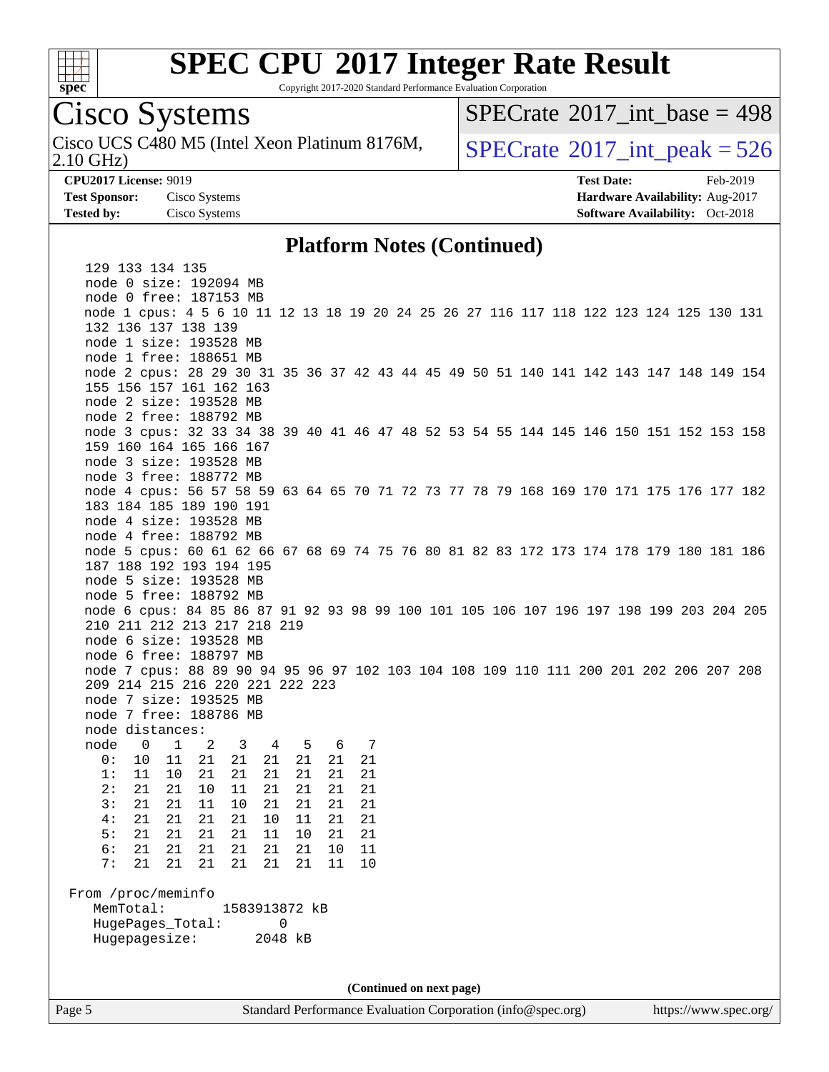# SPEC CPU 2017 Integer Rate Result

Copyright 2017-2020 Standard Performance Evaluation Corporation

**Cisco Systems**

Cisco UCS C480 M5 (Intel Xeon Platinum 8176M, 2.10 GHz)

SPECrate 2017_int_base = 498

SPECrate 2017_int_peak = 526

**CPU2017 License:** 9019
**Test Sponsor:** Cisco Systems
**Tested by:** Cisco Systems

**Test Date:** Feb-2019
**Hardware Availability:** Aug-2017
**Software Availability:** Oct-2018

## Platform Notes (Continued)

```
   129 133 134 135
   node 0 size: 192094 MB
   node 0 free: 187153 MB
   node 1 cpus: 4 5 6 10 11 12 13 18 19 20 24 25 26 27 116 117 118 122 123 124 125 130 131
   132 136 137 138 139
   node 1 size: 193528 MB
   node 1 free: 188651 MB
   node 2 cpus: 28 29 30 31 35 36 37 42 43 44 45 49 50 51 140 141 142 143 147 148 149 154
   155 156 157 161 162 163
   node 2 size: 193528 MB
   node 2 free: 188792 MB
   node 3 cpus: 32 33 34 38 39 40 41 46 47 48 52 53 54 55 144 145 146 150 151 152 153 158
   159 160 164 165 166 167
   node 3 size: 193528 MB
   node 3 free: 188772 MB
   node 4 cpus: 56 57 58 59 63 64 65 70 71 72 73 77 78 79 168 169 170 171 175 176 177 182
   183 184 185 189 190 191
   node 4 size: 193528 MB
   node 4 free: 188792 MB
   node 5 cpus: 60 61 62 66 67 68 69 74 75 76 80 81 82 83 172 173 174 178 179 180 181 186
   187 188 192 193 194 195
   node 5 size: 193528 MB
   node 5 free: 188792 MB
   node 6 cpus: 84 85 86 87 91 92 93 98 99 100 101 105 106 107 196 197 198 199 203 204 205
   210 211 212 213 217 218 219
   node 6 size: 193528 MB
   node 6 free: 188797 MB
   node 7 cpus: 88 89 90 94 95 96 97 102 103 104 108 109 110 111 200 201 202 206 207 208
   209 214 215 216 220 221 222 223
   node 7 size: 193525 MB
   node 7 free: 188786 MB
   node distances:
   node   0   1   2   3   4   5   6   7
     0:  10  11  21  21  21  21  21  21
     1:  11  10  21  21  21  21  21  21
     2:  21  21  10  11  21  21  21  21
     3:  21  21  11  10  21  21  21  21
     4:  21  21  21  21  10  11  21  21
     5:  21  21  21  21  11  10  21  21
     6:  21  21  21  21  21  21  10  11
     7:  21  21  21  21  21  21  11  10

 From /proc/meminfo
    MemTotal:       1583913872 kB
    HugePages_Total:       0
    Hugepagesize:       2048 kB
```

(Continued on next page)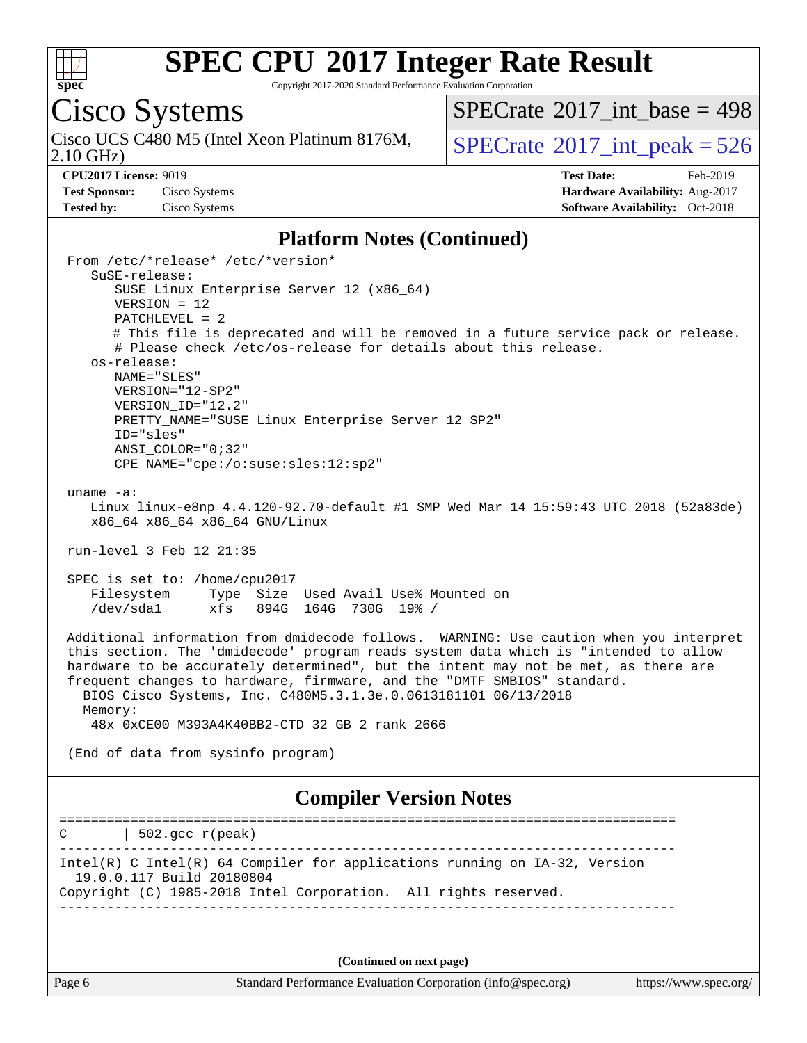## Platform Notes (Continued)

```
From /etc/*release* /etc/*version*
   SuSE-release:
      SUSE Linux Enterprise Server 12 (x86_64)
      VERSION = 12
      PATCHLEVEL = 2
      # This file is deprecated and will be removed in a future service pack or release.
      # Please check /etc/os-release for details about this release.
   os-release:
      NAME="SLES"
      VERSION="12-SP2"
      VERSION_ID="12.2"
      PRETTY_NAME="SUSE Linux Enterprise Server 12 SP2"
      ID="sles"
      ANSI_COLOR="0;32"
      CPE_NAME="cpe:/o:suse:sles:12:sp2"

uname -a:
   Linux linux-e8np 4.4.120-92.70-default #1 SMP Wed Mar 14 15:59:43 UTC 2018 (52a83de)
   x86_64 x86_64 x86_64 GNU/Linux

run-level 3 Feb 12 21:35

SPEC is set to: /home/cpu2017
   Filesystem     Type  Size  Used Avail Use% Mounted on
   /dev/sda1      xfs   894G  164G  730G  19% /

Additional information from dmidecode follows.  WARNING: Use caution when you interpret
this section. The 'dmidecode' program reads system data which is "intended to allow
hardware to be accurately determined", but the intent may not be met, as there are
frequent changes to hardware, firmware, and the "DMTF SMBIOS" standard.
  BIOS Cisco Systems, Inc. C480M5.3.1.3e.0.0613181101 06/13/2018
  Memory:
   48x 0xCE00 M393A4K40BB2-CTD 32 GB 2 rank 2666

(End of data from sysinfo program)
```

## Compiler Version Notes

```
==============================================================================
C       | 502.gcc_r(peak)
------------------------------------------------------------------------------
Intel(R) C Intel(R) 64 Compiler for applications running on IA-32, Version
  19.0.0.117 Build 20180804
Copyright (C) 1985-2018 Intel Corporation.  All rights reserved.
------------------------------------------------------------------------------
```

**(Continued on next page)**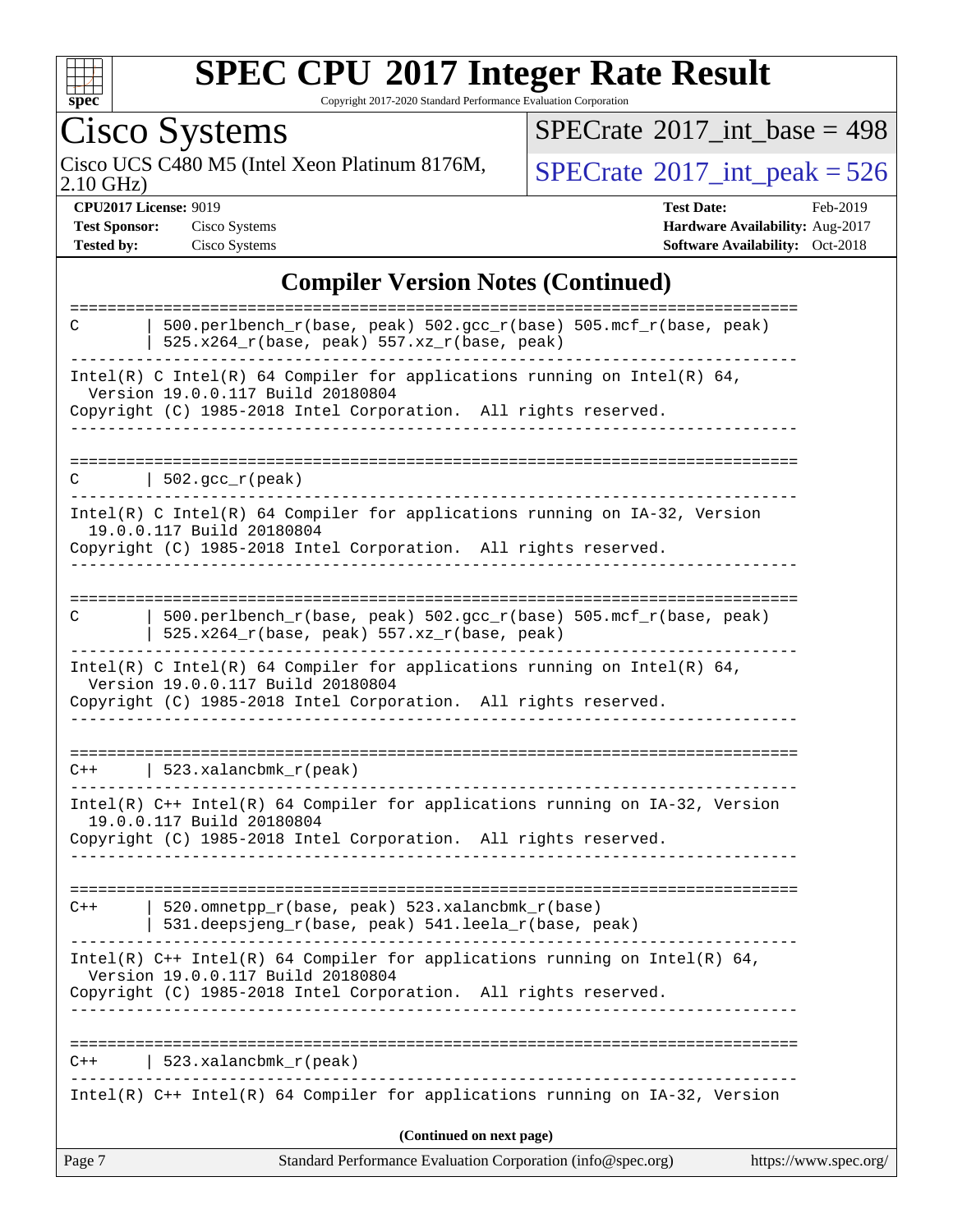# SPEC CPU 2017 Integer Rate Result

Copyright 2017-2020 Standard Performance Evaluation Corporation

**Cisco Systems**

Cisco UCS C480 M5 (Intel Xeon Platinum 8176M, 2.10 GHz)

SPECrate 2017_int_base = 498

SPECrate 2017_int_peak = 526

**CPU2017 License:** 9019
**Test Sponsor:** Cisco Systems
**Tested by:** Cisco Systems

**Test Date:** Feb-2019
**Hardware Availability:** Aug-2017
**Software Availability:** Oct-2018

## Compiler Version Notes (Continued)

```
==============================================================================
C       | 500.perlbench_r(base, peak) 502.gcc_r(base) 505.mcf_r(base, peak)
        | 525.x264_r(base, peak) 557.xz_r(base, peak)
------------------------------------------------------------------------------
Intel(R) C Intel(R) 64 Compiler for applications running on Intel(R) 64,
  Version 19.0.0.117 Build 20180804
Copyright (C) 1985-2018 Intel Corporation.  All rights reserved.
------------------------------------------------------------------------------

==============================================================================
C       | 502.gcc_r(peak)
------------------------------------------------------------------------------
Intel(R) C Intel(R) 64 Compiler for applications running on IA-32, Version
  19.0.0.117 Build 20180804
Copyright (C) 1985-2018 Intel Corporation.  All rights reserved.
------------------------------------------------------------------------------

==============================================================================
C       | 500.perlbench_r(base, peak) 502.gcc_r(base) 505.mcf_r(base, peak)
        | 525.x264_r(base, peak) 557.xz_r(base, peak)
------------------------------------------------------------------------------
Intel(R) C Intel(R) 64 Compiler for applications running on Intel(R) 64,
  Version 19.0.0.117 Build 20180804
Copyright (C) 1985-2018 Intel Corporation.  All rights reserved.
------------------------------------------------------------------------------

==============================================================================
C++     | 523.xalancbmk_r(peak)
------------------------------------------------------------------------------
Intel(R) C++ Intel(R) 64 Compiler for applications running on IA-32, Version
  19.0.0.117 Build 20180804
Copyright (C) 1985-2018 Intel Corporation.  All rights reserved.
------------------------------------------------------------------------------

==============================================================================
C++     | 520.omnetpp_r(base, peak) 523.xalancbmk_r(base)
        | 531.deepsjeng_r(base, peak) 541.leela_r(base, peak)
------------------------------------------------------------------------------
Intel(R) C++ Intel(R) 64 Compiler for applications running on Intel(R) 64,
  Version 19.0.0.117 Build 20180804
Copyright (C) 1985-2018 Intel Corporation.  All rights reserved.
------------------------------------------------------------------------------

==============================================================================
C++     | 523.xalancbmk_r(peak)
------------------------------------------------------------------------------
Intel(R) C++ Intel(R) 64 Compiler for applications running on IA-32, Version
```

(Continued on next page)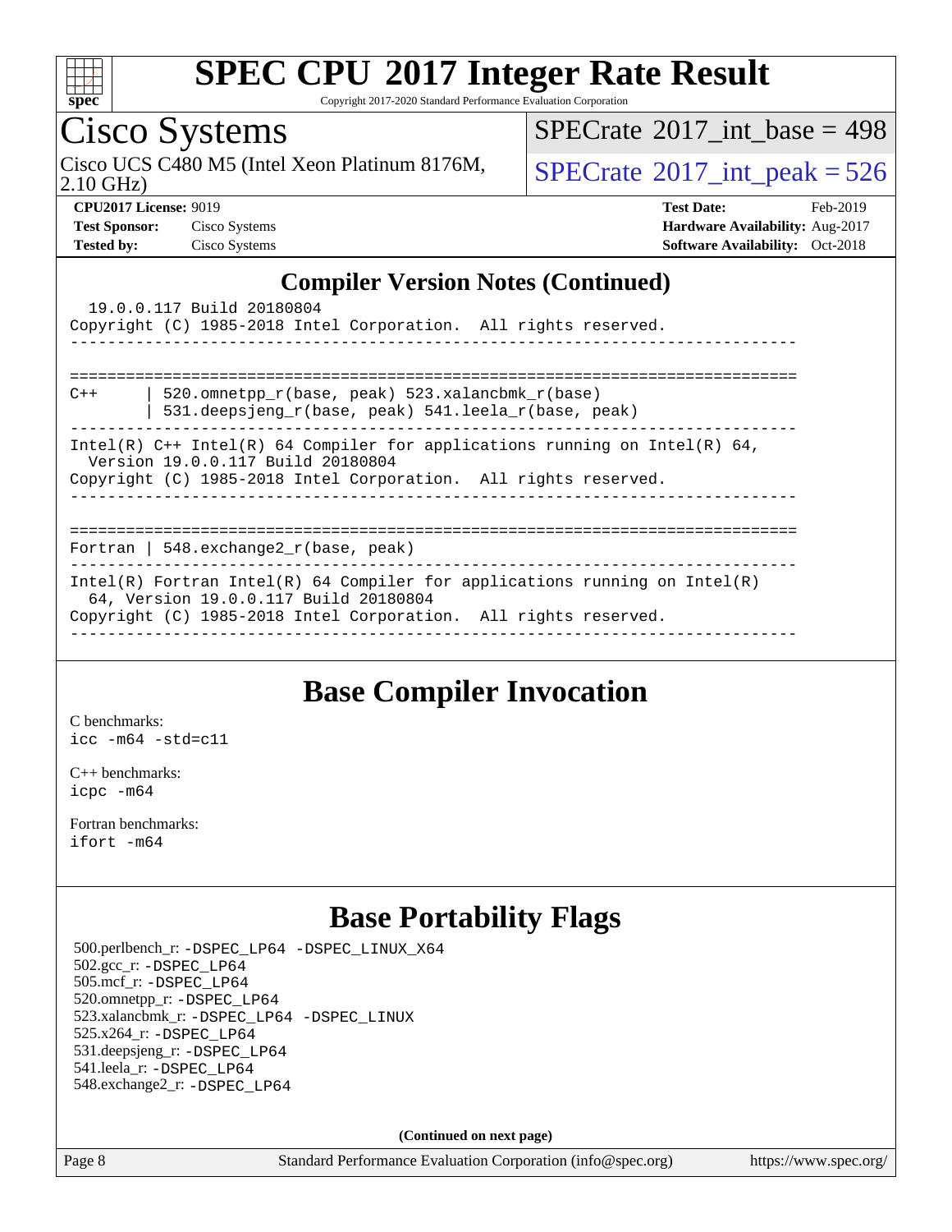## Compiler Version Notes (Continued)

```
  19.0.0.117 Build 20180804
Copyright (C) 1985-2018 Intel Corporation.  All rights reserved.
------------------------------------------------------------------------------

==============================================================================
C++     | 520.omnetpp_r(base, peak) 523.xalancbmk_r(base)
        | 531.deepsjeng_r(base, peak) 541.leela_r(base, peak)
------------------------------------------------------------------------------
Intel(R) C++ Intel(R) 64 Compiler for applications running on Intel(R) 64,
  Version 19.0.0.117 Build 20180804
Copyright (C) 1985-2018 Intel Corporation.  All rights reserved.
------------------------------------------------------------------------------

==============================================================================
Fortran | 548.exchange2_r(base, peak)
------------------------------------------------------------------------------
Intel(R) Fortran Intel(R) 64 Compiler for applications running on Intel(R)
  64, Version 19.0.0.117 Build 20180804
Copyright (C) 1985-2018 Intel Corporation.  All rights reserved.
------------------------------------------------------------------------------
```

## Base Compiler Invocation

C benchmarks:
`icc -m64 -std=c11`

C++ benchmarks:
`icpc -m64`

Fortran benchmarks:
`ifort -m64`

## Base Portability Flags

500.perlbench_r: `-DSPEC_LP64 -DSPEC_LINUX_X64`
502.gcc_r: `-DSPEC_LP64`
505.mcf_r: `-DSPEC_LP64`
520.omnetpp_r: `-DSPEC_LP64`
523.xalancbmk_r: `-DSPEC_LP64 -DSPEC_LINUX`
525.x264_r: `-DSPEC_LP64`
531.deepsjeng_r: `-DSPEC_LP64`
541.leela_r: `-DSPEC_LP64`
548.exchange2_r: `-DSPEC_LP64`

**(Continued on next page)**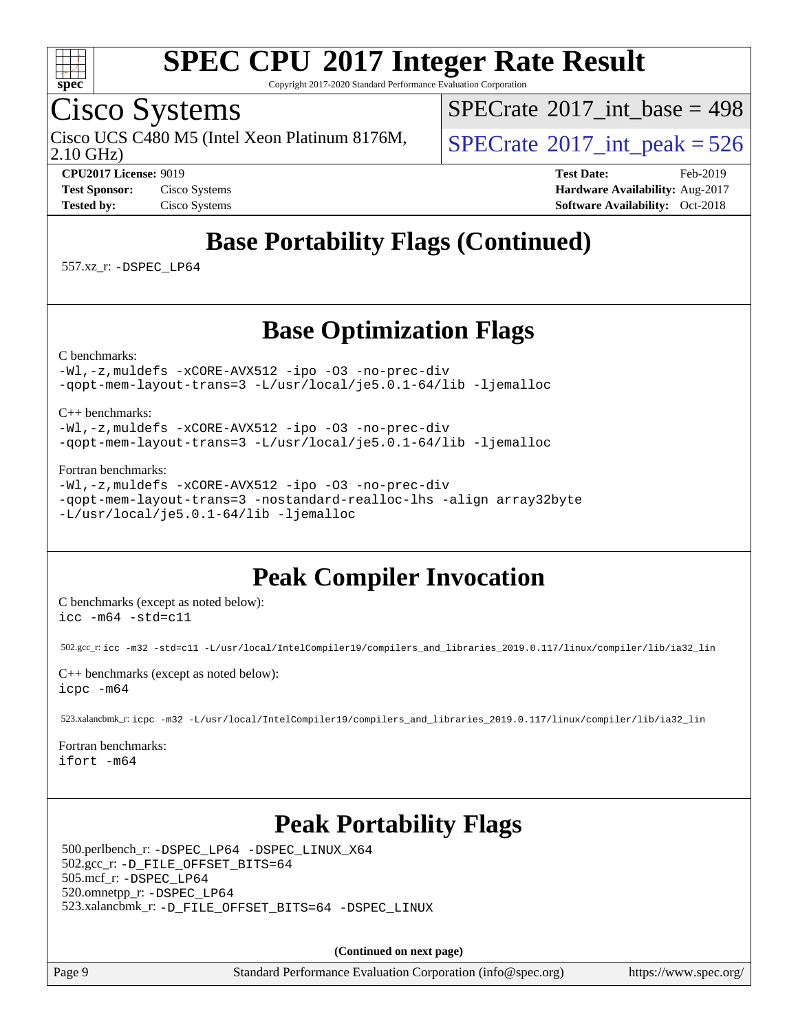# SPEC CPU 2017 Integer Rate Result

Copyright 2017-2020 Standard Performance Evaluation Corporation

**Cisco Systems**

Cisco UCS C480 M5 (Intel Xeon Platinum 8176M, 2.10 GHz)

SPECrate 2017_int_base = 498

SPECrate 2017_int_peak = 526

**CPU2017 License:** 9019
**Test Sponsor:** Cisco Systems
**Tested by:** Cisco Systems

**Test Date:** Feb-2019
**Hardware Availability:** Aug-2017
**Software Availability:** Oct-2018

## Base Portability Flags (Continued)

557.xz_r: -DSPEC_LP64

## Base Optimization Flags

C benchmarks:

```
-Wl,-z,muldefs -xCORE-AVX512 -ipo -O3 -no-prec-div
-qopt-mem-layout-trans=3 -L/usr/local/je5.0.1-64/lib -ljemalloc
```

C++ benchmarks:

```
-Wl,-z,muldefs -xCORE-AVX512 -ipo -O3 -no-prec-div
-qopt-mem-layout-trans=3 -L/usr/local/je5.0.1-64/lib -ljemalloc
```

Fortran benchmarks:

```
-Wl,-z,muldefs -xCORE-AVX512 -ipo -O3 -no-prec-div
-qopt-mem-layout-trans=3 -nostandard-realloc-lhs -align array32byte
-L/usr/local/je5.0.1-64/lib -ljemalloc
```

## Peak Compiler Invocation

C benchmarks (except as noted below):

```
icc -m64 -std=c11
```

502.gcc_r: `icc -m32 -std=c11 -L/usr/local/IntelCompiler19/compilers_and_libraries_2019.0.117/linux/compiler/lib/ia32_lin`

C++ benchmarks (except as noted below):

```
icpc -m64
```

523.xalancbmk_r: `icpc -m32 -L/usr/local/IntelCompiler19/compilers_and_libraries_2019.0.117/linux/compiler/lib/ia32_lin`

Fortran benchmarks:

```
ifort -m64
```

## Peak Portability Flags

500.perlbench_r: -DSPEC_LP64 -DSPEC_LINUX_X64
502.gcc_r: -D_FILE_OFFSET_BITS=64
505.mcf_r: -DSPEC_LP64
520.omnetpp_r: -DSPEC_LP64
523.xalancbmk_r: -D_FILE_OFFSET_BITS=64 -DSPEC_LINUX

**(Continued on next page)**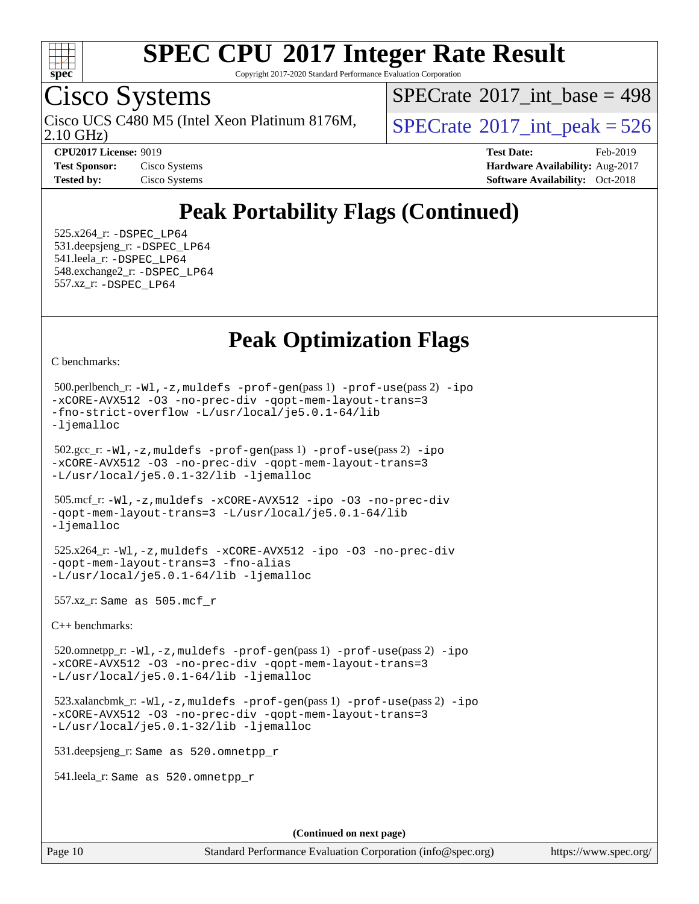# SPEC CPU 2017 Integer Rate Result

Copyright 2017-2020 Standard Performance Evaluation Corporation

## Cisco Systems

Cisco UCS C480 M5 (Intel Xeon Platinum 8176M, 2.10 GHz)

SPECrate 2017_int_base = 498

SPECrate 2017_int_peak = 526

**CPU2017 License:** 9019
**Test Sponsor:** Cisco Systems
**Tested by:** Cisco Systems

**Test Date:** Feb-2019
**Hardware Availability:** Aug-2017
**Software Availability:** Oct-2018

## Peak Portability Flags (Continued)

525.x264_r: -DSPEC_LP64
531.deepsjeng_r: -DSPEC_LP64
541.leela_r: -DSPEC_LP64
548.exchange2_r: -DSPEC_LP64
557.xz_r: -DSPEC_LP64

## Peak Optimization Flags

C benchmarks:

500.perlbench_r: -Wl,-z,muldefs -prof-gen(pass 1) -prof-use(pass 2) -ipo -xCORE-AVX512 -O3 -no-prec-div -qopt-mem-layout-trans=3 -fno-strict-overflow -L/usr/local/je5.0.1-64/lib -ljemalloc

502.gcc_r: -Wl,-z,muldefs -prof-gen(pass 1) -prof-use(pass 2) -ipo -xCORE-AVX512 -O3 -no-prec-div -qopt-mem-layout-trans=3 -L/usr/local/je5.0.1-32/lib -ljemalloc

505.mcf_r: -Wl,-z,muldefs -xCORE-AVX512 -ipo -O3 -no-prec-div -qopt-mem-layout-trans=3 -L/usr/local/je5.0.1-64/lib -ljemalloc

525.x264_r: -Wl,-z,muldefs -xCORE-AVX512 -ipo -O3 -no-prec-div -qopt-mem-layout-trans=3 -fno-alias -L/usr/local/je5.0.1-64/lib -ljemalloc

557.xz_r: Same as 505.mcf_r

C++ benchmarks:

520.omnetpp_r: -Wl,-z,muldefs -prof-gen(pass 1) -prof-use(pass 2) -ipo -xCORE-AVX512 -O3 -no-prec-div -qopt-mem-layout-trans=3 -L/usr/local/je5.0.1-64/lib -ljemalloc

523.xalancbmk_r: -Wl,-z,muldefs -prof-gen(pass 1) -prof-use(pass 2) -ipo -xCORE-AVX512 -O3 -no-prec-div -qopt-mem-layout-trans=3 -L/usr/local/je5.0.1-32/lib -ljemalloc

531.deepsjeng_r: Same as 520.omnetpp_r

541.leela_r: Same as 520.omnetpp_r

**(Continued on next page)**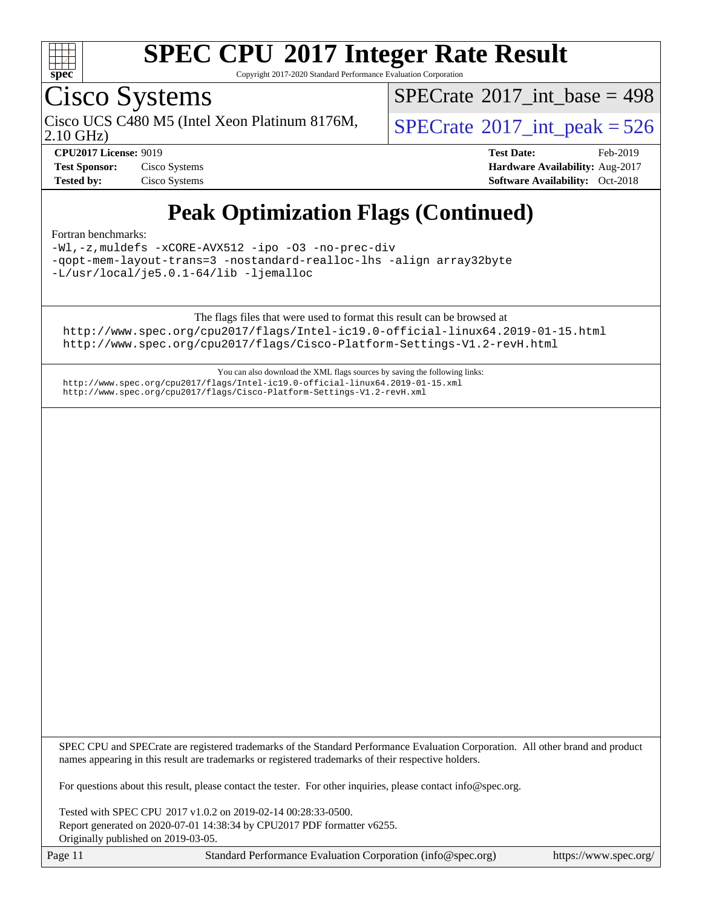# Peak Optimization Flags (Continued)

Fortran benchmarks:

```
-Wl,-z,muldefs -xCORE-AVX512 -ipo -O3 -no-prec-div
-qopt-mem-layout-trans=3 -nostandard-realloc-lhs -align array32byte
-L/usr/local/je5.0.1-64/lib -ljemalloc
```

The flags files that were used to format this result can be browsed at

http://www.spec.org/cpu2017/flags/Intel-ic19.0-official-linux64.2019-01-15.html
http://www.spec.org/cpu2017/flags/Cisco-Platform-Settings-V1.2-revH.html

You can also download the XML flags sources by saving the following links:

http://www.spec.org/cpu2017/flags/Intel-ic19.0-official-linux64.2019-01-15.xml
http://www.spec.org/cpu2017/flags/Cisco-Platform-Settings-V1.2-revH.xml

SPEC CPU and SPECrate are registered trademarks of the Standard Performance Evaluation Corporation. All other brand and product names appearing in this result are trademarks or registered trademarks of their respective holders.

For questions about this result, please contact the tester. For other inquiries, please contact info@spec.org.

Tested with SPEC CPU 2017 v1.0.2 on 2019-02-14 00:28:33-0500.
Report generated on 2020-07-01 14:38:34 by CPU2017 PDF formatter v6255.
Originally published on 2019-03-05.